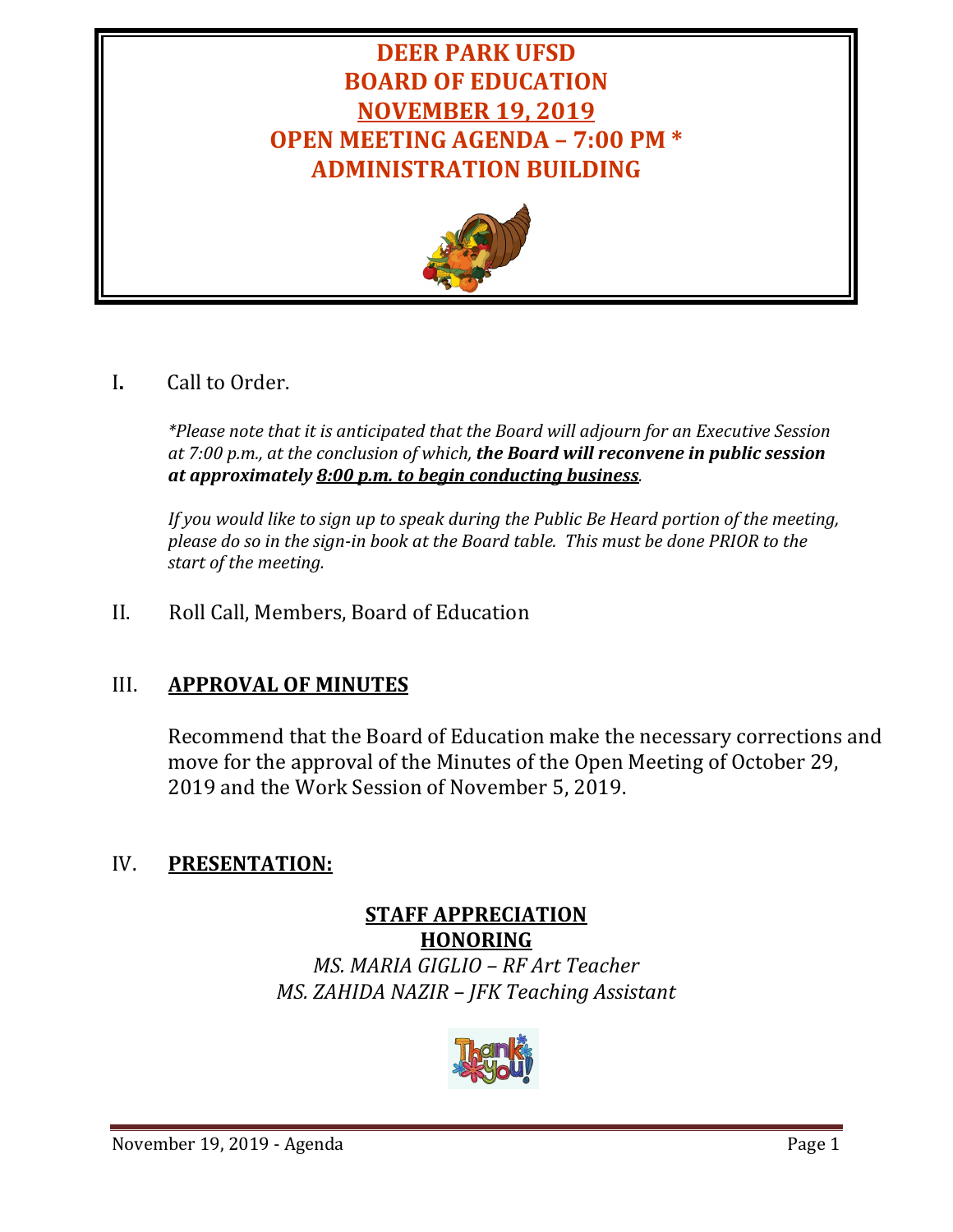# DEER PARK UFSD
# BOARD OF EDUCATION
# NOVEMBER 19, 2019
# OPEN MEETING AGENDA – 7:00 PM *
# ADMINISTRATION BUILDING

I. Call to Order.

*\*Please note that it is anticipated that the Board will adjourn for an Executive Session at 7:00 p.m., at the conclusion of which,* ***the Board will reconvene in public session at approximately 8:00 p.m. to begin conducting business****.*

*If you would like to sign up to speak during the Public Be Heard portion of the meeting, please do so in the sign-in book at the Board table. This must be done PRIOR to the start of the meeting.*

II. Roll Call, Members, Board of Education

## III. APPROVAL OF MINUTES

Recommend that the Board of Education make the necessary corrections and move for the approval of the Minutes of the Open Meeting of October 29, 2019 and the Work Session of November 5, 2019.

## IV. PRESENTATION:

**STAFF APPRECIATION**

**HONORING**

*MS. MARIA GIGLIO – RF Art Teacher*

*MS. ZAHIDA NAZIR – JFK Teaching Assistant*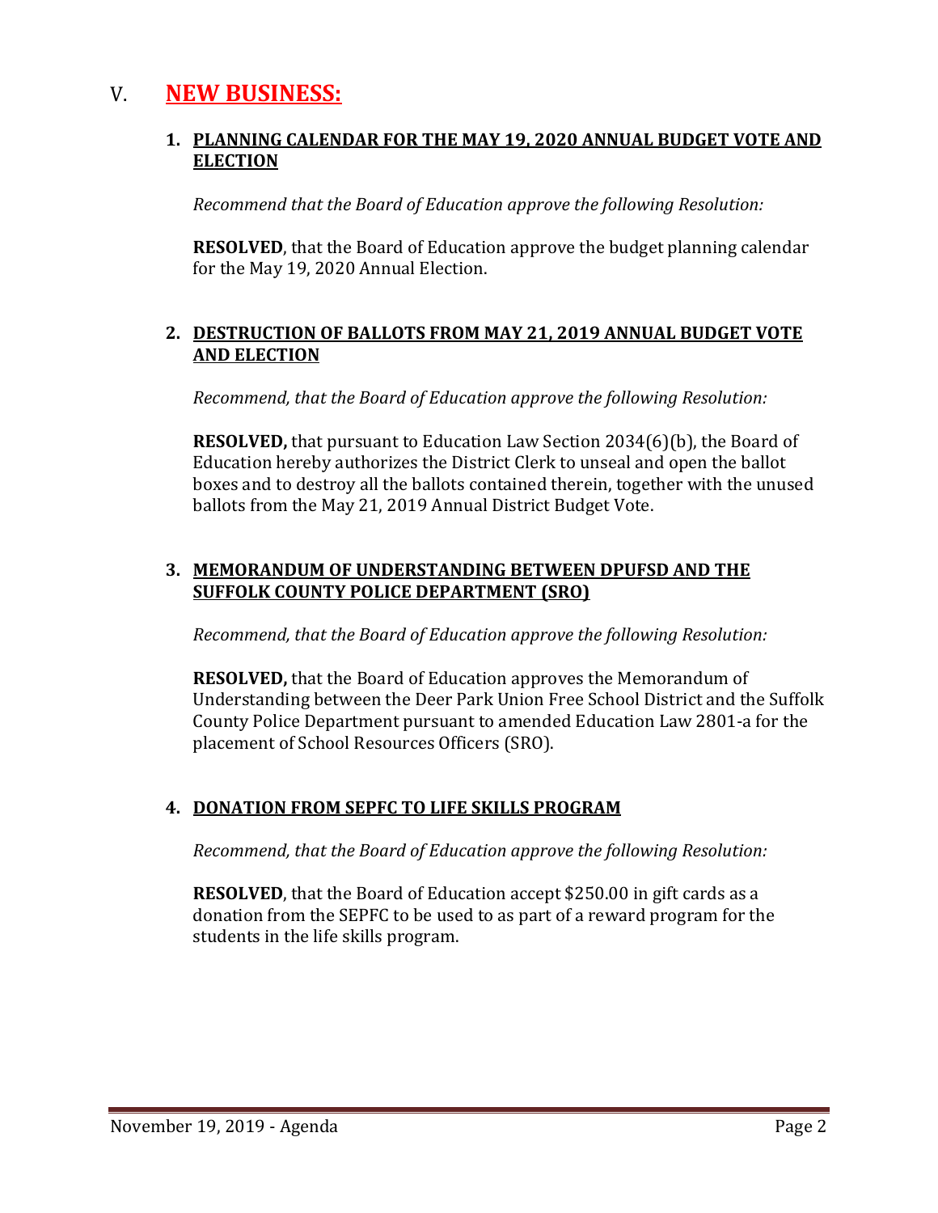# V. NEW BUSINESS:

### 1. PLANNING CALENDAR FOR THE MAY 19, 2020 ANNUAL BUDGET VOTE AND ELECTION

*Recommend that the Board of Education approve the following Resolution:*

**RESOLVED**, that the Board of Education approve the budget planning calendar for the May 19, 2020 Annual Election.

### 2. DESTRUCTION OF BALLOTS FROM MAY 21, 2019 ANNUAL BUDGET VOTE AND ELECTION

*Recommend, that the Board of Education approve the following Resolution:*

**RESOLVED,** that pursuant to Education Law Section 2034(6)(b), the Board of Education hereby authorizes the District Clerk to unseal and open the ballot boxes and to destroy all the ballots contained therein, together with the unused ballots from the May 21, 2019 Annual District Budget Vote.

### 3. MEMORANDUM OF UNDERSTANDING BETWEEN DPUFSD AND THE SUFFOLK COUNTY POLICE DEPARTMENT (SRO)

*Recommend, that the Board of Education approve the following Resolution:*

**RESOLVED,** that the Board of Education approves the Memorandum of Understanding between the Deer Park Union Free School District and the Suffolk County Police Department pursuant to amended Education Law 2801-a for the placement of School Resources Officers (SRO).

### 4. DONATION FROM SEPFC TO LIFE SKILLS PROGRAM

*Recommend, that the Board of Education approve the following Resolution:*

**RESOLVED**, that the Board of Education accept $250.00 in gift cards as a donation from the SEPFC to be used to as part of a reward program for the students in the life skills program.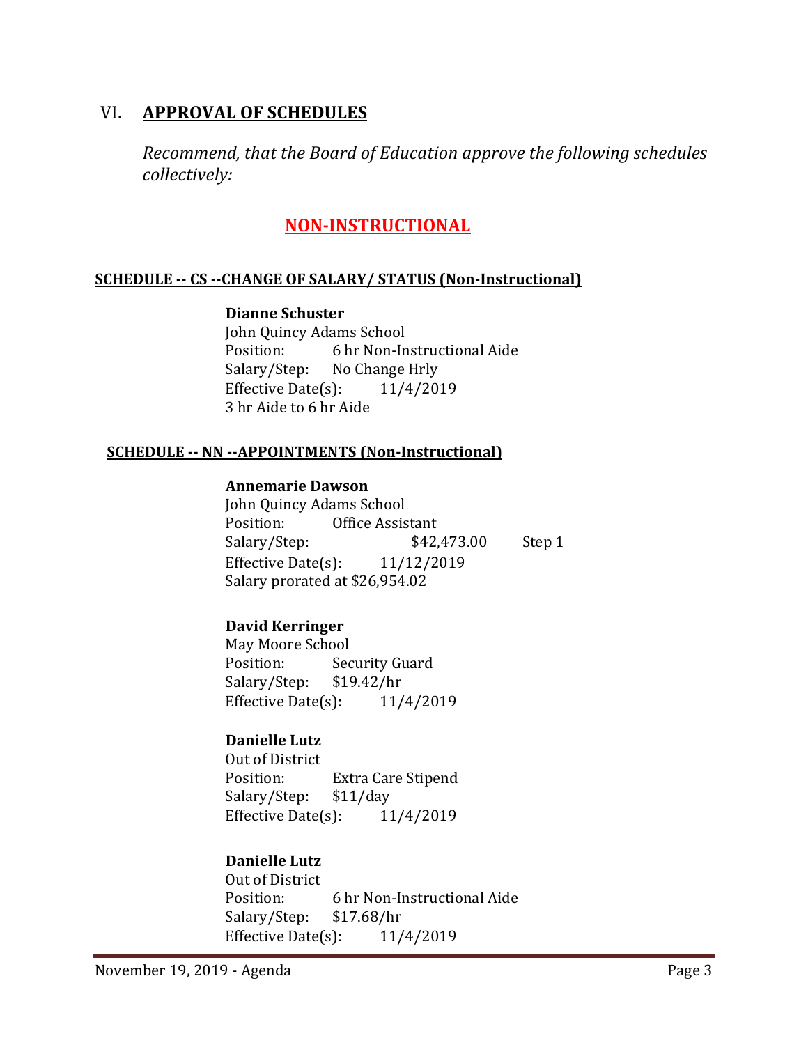## VI. **APPROVAL OF SCHEDULES**

*Recommend, that the Board of Education approve the following schedules collectively:*

### **NON-INSTRUCTIONAL**

#### **SCHEDULE -- CS --CHANGE OF SALARY/ STATUS (Non-Instructional)**

**Dianne Schuster**
John Quincy Adams School
Position: 6 hr Non-Instructional Aide
Salary/Step: No Change Hrly
Effective Date(s): 11/4/2019
3 hr Aide to 6 hr Aide

#### **SCHEDULE -- NN --APPOINTMENTS (Non-Instructional)**

**Annemarie Dawson**
John Quincy Adams School
Position: Office Assistant
Salary/Step: $42,473.00 Step 1
Effective Date(s): 11/12/2019
Salary prorated at $26,954.02

**David Kerringer**
May Moore School
Position: Security Guard
Salary/Step: $19.42/hr
Effective Date(s): 11/4/2019

**Danielle Lutz**
Out of District
Position: Extra Care Stipend
Salary/Step: $11/day
Effective Date(s): 11/4/2019

**Danielle Lutz**
Out of District
Position: 6 hr Non-Instructional Aide
Salary/Step: $17.68/hr
Effective Date(s): 11/4/2019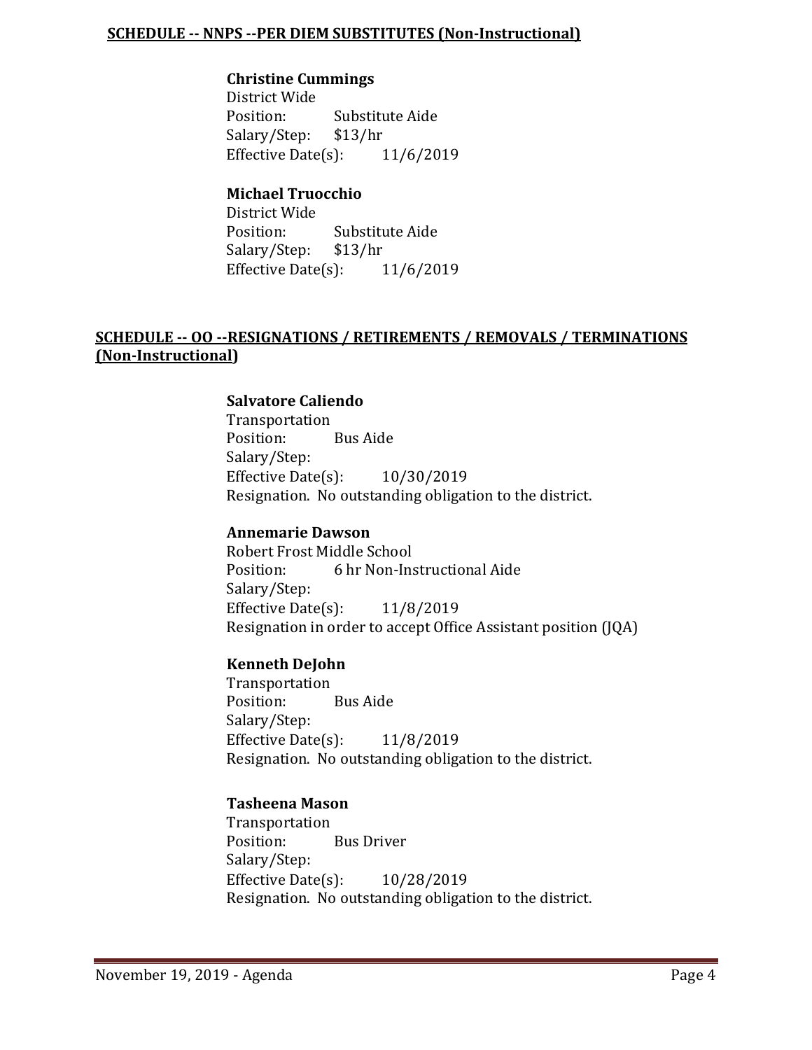## SCHEDULE -- NNPS --PER DIEM SUBSTITUTES (Non-Instructional)

**Christine Cummings**
District Wide
Position: Substitute Aide
Salary/Step: $13/hr
Effective Date(s): 11/6/2019

**Michael Truocchio**
District Wide
Position: Substitute Aide
Salary/Step: $13/hr
Effective Date(s): 11/6/2019

## SCHEDULE -- OO --RESIGNATIONS / RETIREMENTS / REMOVALS / TERMINATIONS (Non-Instructional)

**Salvatore Caliendo**
Transportation
Position: Bus Aide
Salary/Step:
Effective Date(s): 10/30/2019
Resignation. No outstanding obligation to the district.

**Annemarie Dawson**
Robert Frost Middle School
Position: 6 hr Non-Instructional Aide
Salary/Step:
Effective Date(s): 11/8/2019
Resignation in order to accept Office Assistant position (JQA)

**Kenneth DeJohn**
Transportation
Position: Bus Aide
Salary/Step:
Effective Date(s): 11/8/2019
Resignation. No outstanding obligation to the district.

**Tasheena Mason**
Transportation
Position: Bus Driver
Salary/Step:
Effective Date(s): 10/28/2019
Resignation. No outstanding obligation to the district.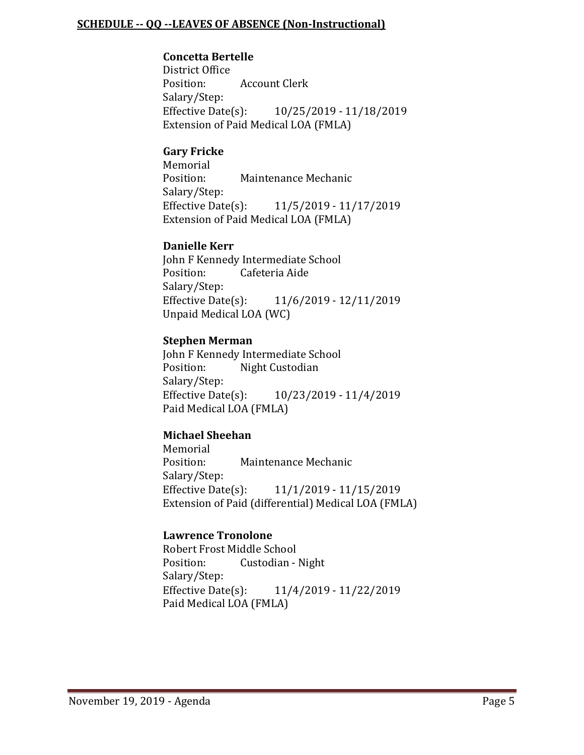**SCHEDULE -- QQ --LEAVES OF ABSENCE (Non-Instructional)**

**Concetta Bertelle**
District Office
Position: Account Clerk
Salary/Step:
Effective Date(s): 10/25/2019 - 11/18/2019
Extension of Paid Medical LOA (FMLA)

**Gary Fricke**
Memorial
Position: Maintenance Mechanic
Salary/Step:
Effective Date(s): 11/5/2019 - 11/17/2019
Extension of Paid Medical LOA (FMLA)

**Danielle Kerr**
John F Kennedy Intermediate School
Position: Cafeteria Aide
Salary/Step:
Effective Date(s): 11/6/2019 - 12/11/2019
Unpaid Medical LOA (WC)

**Stephen Merman**
John F Kennedy Intermediate School
Position: Night Custodian
Salary/Step:
Effective Date(s): 10/23/2019 - 11/4/2019
Paid Medical LOA (FMLA)

**Michael Sheehan**
Memorial
Position: Maintenance Mechanic
Salary/Step:
Effective Date(s): 11/1/2019 - 11/15/2019
Extension of Paid (differential) Medical LOA (FMLA)

**Lawrence Tronolone**
Robert Frost Middle School
Position: Custodian - Night
Salary/Step:
Effective Date(s): 11/4/2019 - 11/22/2019
Paid Medical LOA (FMLA)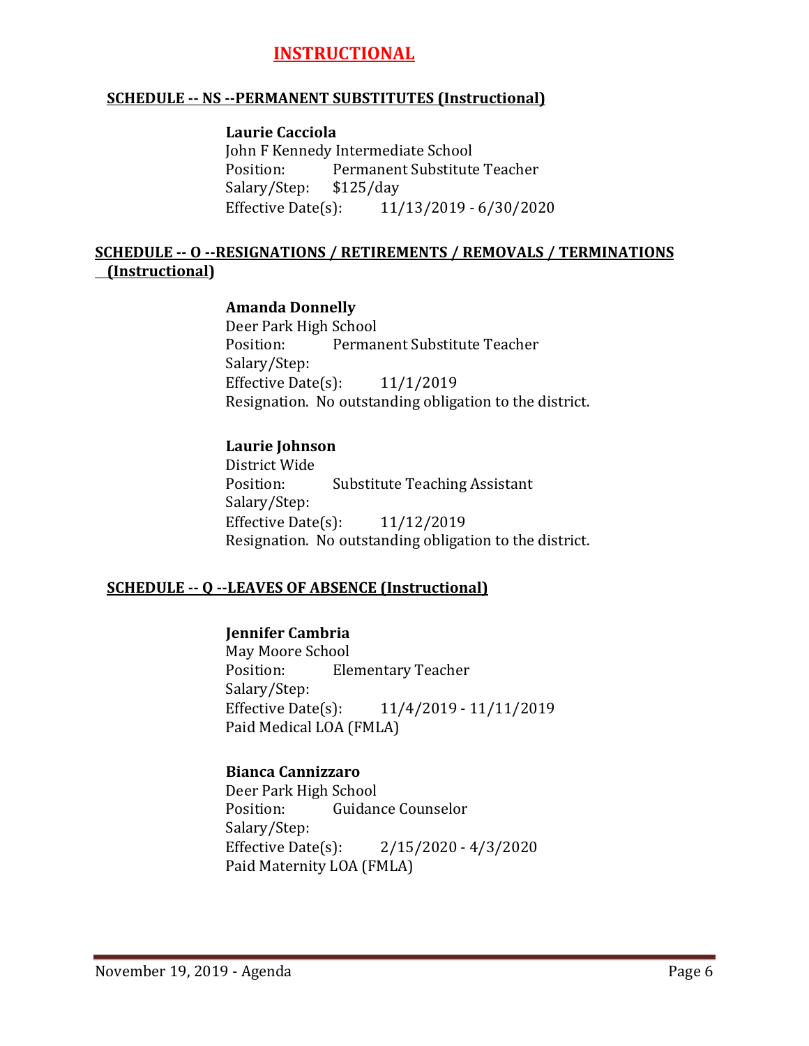# INSTRUCTIONAL

## SCHEDULE -- NS --PERMANENT SUBSTITUTES (Instructional)

**Laurie Cacciola**
John F Kennedy Intermediate School
Position: Permanent Substitute Teacher
Salary/Step: $125/day
Effective Date(s): 11/13/2019 - 6/30/2020

## SCHEDULE -- O --RESIGNATIONS / RETIREMENTS / REMOVALS / TERMINATIONS (Instructional)

**Amanda Donnelly**
Deer Park High School
Position: Permanent Substitute Teacher
Salary/Step:
Effective Date(s): 11/1/2019
Resignation. No outstanding obligation to the district.

**Laurie Johnson**
District Wide
Position: Substitute Teaching Assistant
Salary/Step:
Effective Date(s): 11/12/2019
Resignation. No outstanding obligation to the district.

## SCHEDULE -- Q --LEAVES OF ABSENCE (Instructional)

**Jennifer Cambria**
May Moore School
Position: Elementary Teacher
Salary/Step:
Effective Date(s): 11/4/2019 - 11/11/2019
Paid Medical LOA (FMLA)

**Bianca Cannizzaro**
Deer Park High School
Position: Guidance Counselor
Salary/Step:
Effective Date(s): 2/15/2020 - 4/3/2020
Paid Maternity LOA (FMLA)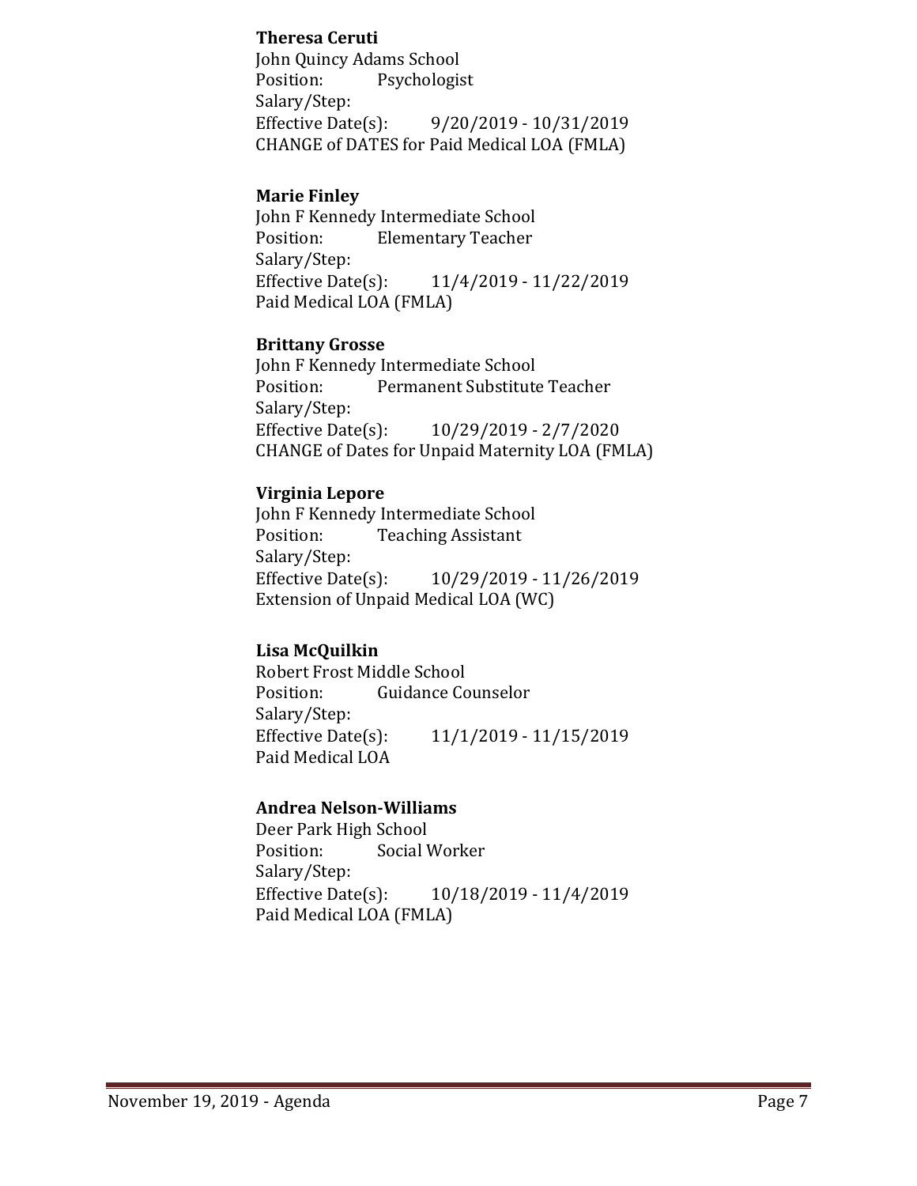**Theresa Ceruti**
John Quincy Adams School
Position: Psychologist
Salary/Step:
Effective Date(s): 9/20/2019 - 10/31/2019
CHANGE of DATES for Paid Medical LOA (FMLA)

**Marie Finley**
John F Kennedy Intermediate School
Position: Elementary Teacher
Salary/Step:
Effective Date(s): 11/4/2019 - 11/22/2019
Paid Medical LOA (FMLA)

**Brittany Grosse**
John F Kennedy Intermediate School
Position: Permanent Substitute Teacher
Salary/Step:
Effective Date(s): 10/29/2019 - 2/7/2020
CHANGE of Dates for Unpaid Maternity LOA (FMLA)

**Virginia Lepore**
John F Kennedy Intermediate School
Position: Teaching Assistant
Salary/Step:
Effective Date(s): 10/29/2019 - 11/26/2019
Extension of Unpaid Medical LOA (WC)

**Lisa McQuilkin**
Robert Frost Middle School
Position: Guidance Counselor
Salary/Step:
Effective Date(s): 11/1/2019 - 11/15/2019
Paid Medical LOA

**Andrea Nelson-Williams**
Deer Park High School
Position: Social Worker
Salary/Step:
Effective Date(s): 10/18/2019 - 11/4/2019
Paid Medical LOA (FMLA)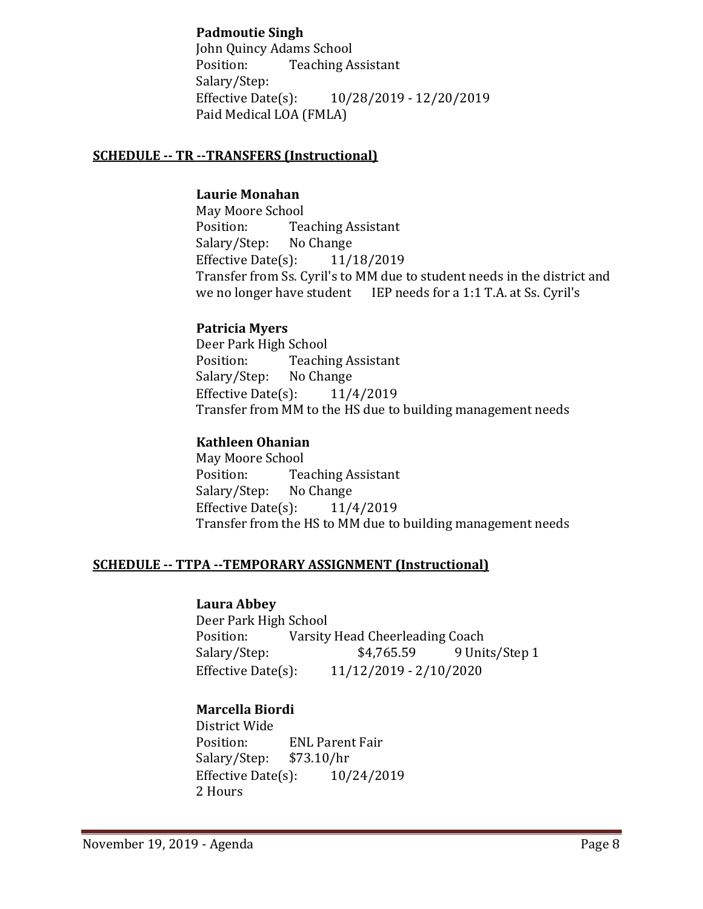**Padmoutie Singh**
John Quincy Adams School
Position: Teaching Assistant
Salary/Step:
Effective Date(s): 10/28/2019 - 12/20/2019
Paid Medical LOA (FMLA)

## SCHEDULE -- TR --TRANSFERS (Instructional)

**Laurie Monahan**
May Moore School
Position: Teaching Assistant
Salary/Step: No Change
Effective Date(s): 11/18/2019
Transfer from Ss. Cyril's to MM due to student needs in the district and we no longer have student IEP needs for a 1:1 T.A. at Ss. Cyril's

**Patricia Myers**
Deer Park High School
Position: Teaching Assistant
Salary/Step: No Change
Effective Date(s): 11/4/2019
Transfer from MM to the HS due to building management needs

**Kathleen Ohanian**
May Moore School
Position: Teaching Assistant
Salary/Step: No Change
Effective Date(s): 11/4/2019
Transfer from the HS to MM due to building management needs

## SCHEDULE -- TTPA --TEMPORARY ASSIGNMENT (Instructional)

**Laura Abbey**
Deer Park High School
Position: Varsity Head Cheerleading Coach
Salary/Step: $4,765.59 9 Units/Step 1
Effective Date(s): 11/12/2019 - 2/10/2020

**Marcella Biordi**
District Wide
Position: ENL Parent Fair
Salary/Step: $73.10/hr
Effective Date(s): 10/24/2019
2 Hours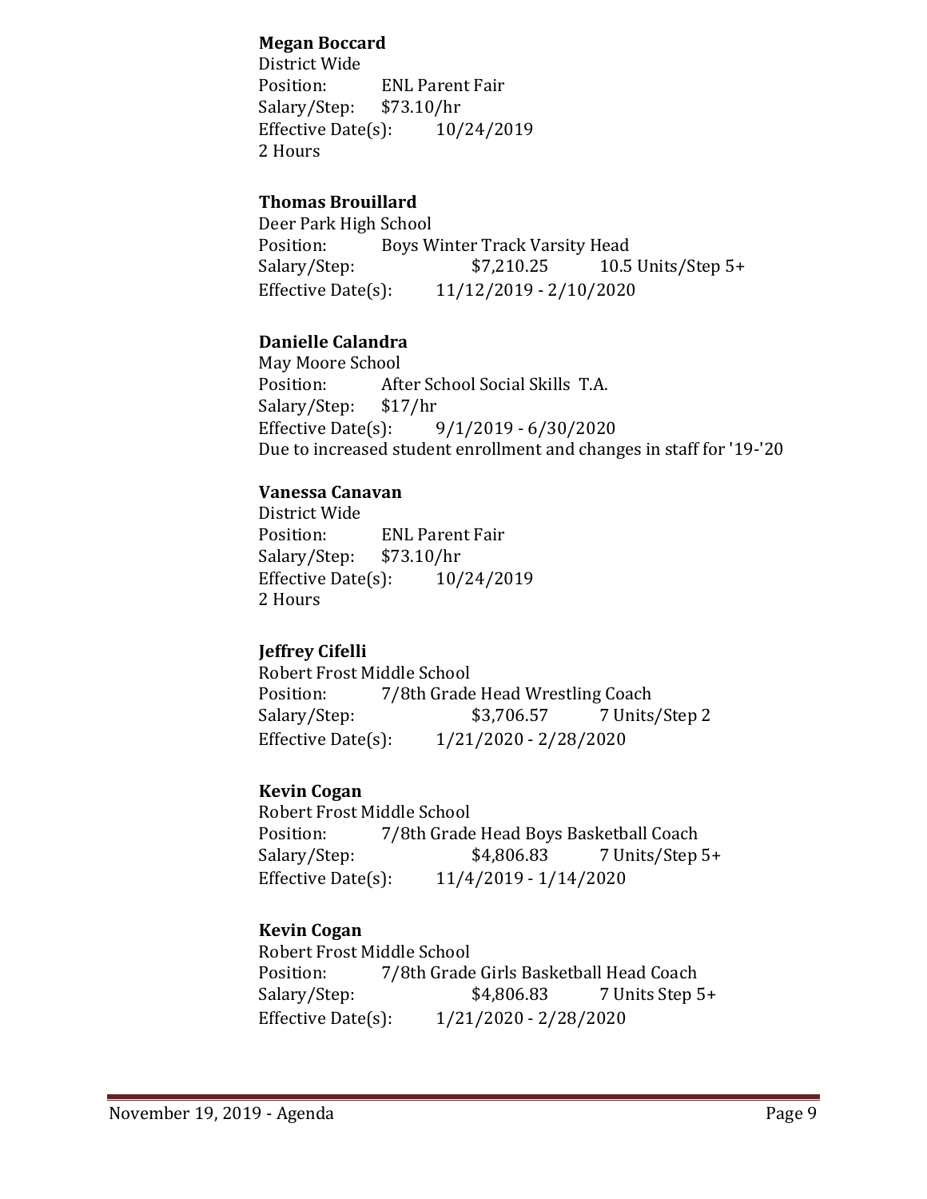**Megan Boccard**
District Wide
Position: ENL Parent Fair
Salary/Step: $73.10/hr
Effective Date(s): 10/24/2019
2 Hours

**Thomas Brouillard**
Deer Park High School
Position: Boys Winter Track Varsity Head
Salary/Step: $7,210.25 10.5 Units/Step 5+
Effective Date(s): 11/12/2019 - 2/10/2020

**Danielle Calandra**
May Moore School
Position: After School Social Skills T.A.
Salary/Step: $17/hr
Effective Date(s): 9/1/2019 - 6/30/2020
Due to increased student enrollment and changes in staff for '19-'20

**Vanessa Canavan**
District Wide
Position: ENL Parent Fair
Salary/Step: $73.10/hr
Effective Date(s): 10/24/2019
2 Hours

**Jeffrey Cifelli**
Robert Frost Middle School
Position: 7/8th Grade Head Wrestling Coach
Salary/Step: $3,706.57 7 Units/Step 2
Effective Date(s): 1/21/2020 - 2/28/2020

**Kevin Cogan**
Robert Frost Middle School
Position: 7/8th Grade Head Boys Basketball Coach
Salary/Step: $4,806.83 7 Units/Step 5+
Effective Date(s): 11/4/2019 - 1/14/2020

**Kevin Cogan**
Robert Frost Middle School
Position: 7/8th Grade Girls Basketball Head Coach
Salary/Step: $4,806.83 7 Units Step 5+
Effective Date(s): 1/21/2020 - 2/28/2020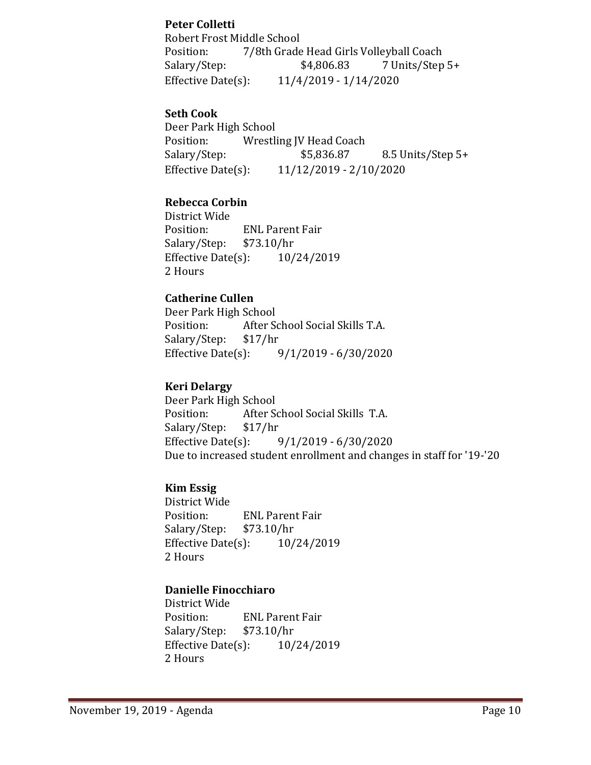**Peter Colletti**
Robert Frost Middle School
Position: 7/8th Grade Head Girls Volleyball Coach
Salary/Step: $4,806.83 7 Units/Step 5+
Effective Date(s): 11/4/2019 - 1/14/2020

**Seth Cook**
Deer Park High School
Position: Wrestling JV Head Coach
Salary/Step: $5,836.87 8.5 Units/Step 5+
Effective Date(s): 11/12/2019 - 2/10/2020

**Rebecca Corbin**
District Wide
Position: ENL Parent Fair
Salary/Step: $73.10/hr
Effective Date(s): 10/24/2019
2 Hours

**Catherine Cullen**
Deer Park High School
Position: After School Social Skills T.A.
Salary/Step: $17/hr
Effective Date(s): 9/1/2019 - 6/30/2020

**Keri Delargy**
Deer Park High School
Position: After School Social Skills T.A.
Salary/Step: $17/hr
Effective Date(s): 9/1/2019 - 6/30/2020
Due to increased student enrollment and changes in staff for '19-'20

**Kim Essig**
District Wide
Position: ENL Parent Fair
Salary/Step: $73.10/hr
Effective Date(s): 10/24/2019
2 Hours

**Danielle Finocchiaro**
District Wide
Position: ENL Parent Fair
Salary/Step: $73.10/hr
Effective Date(s): 10/24/2019
2 Hours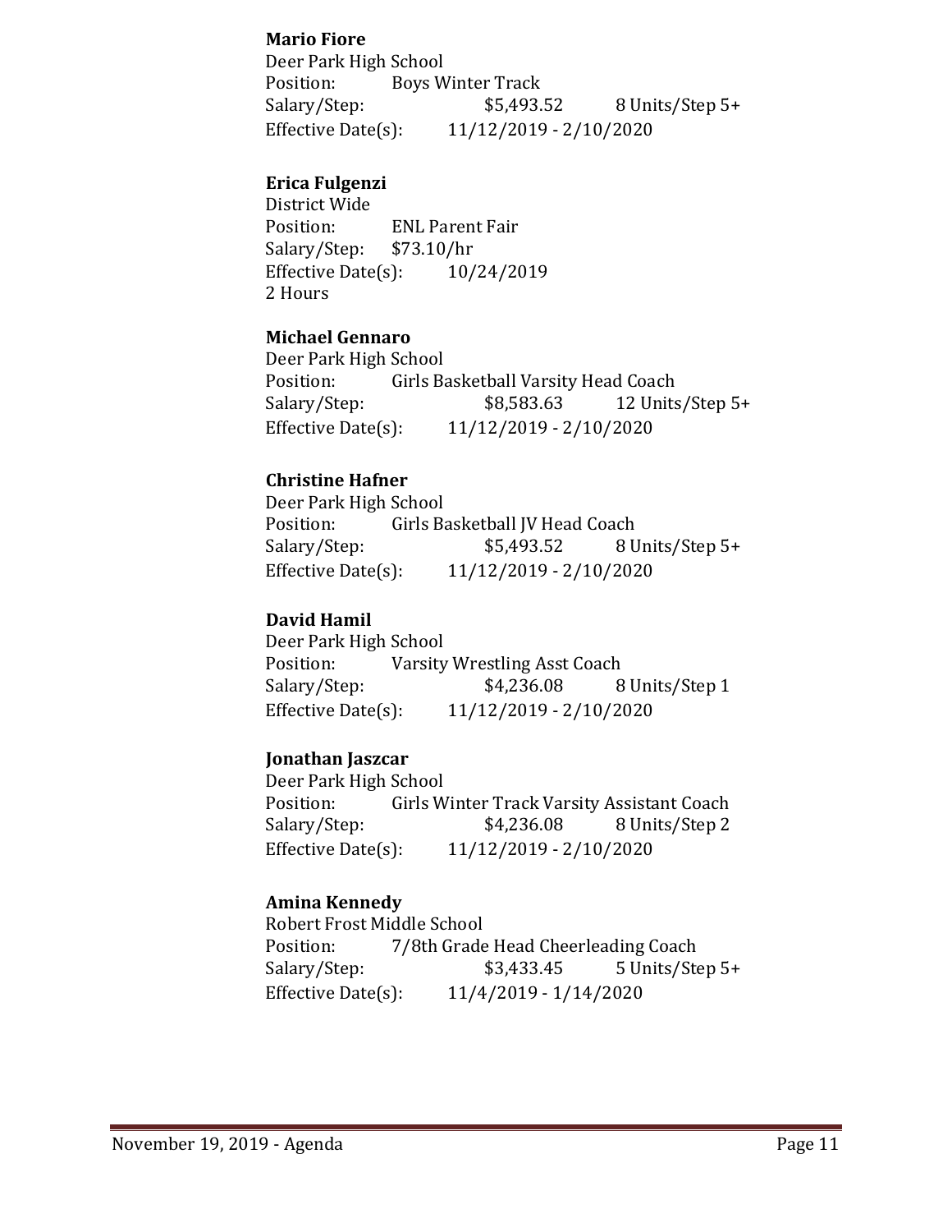**Mario Fiore**
Deer Park High School
Position: Boys Winter Track
Salary/Step: $5,493.52 8 Units/Step 5+
Effective Date(s): 11/12/2019 - 2/10/2020

**Erica Fulgenzi**
District Wide
Position: ENL Parent Fair
Salary/Step: $73.10/hr
Effective Date(s): 10/24/2019
2 Hours

**Michael Gennaro**
Deer Park High School
Position: Girls Basketball Varsity Head Coach
Salary/Step: $8,583.63 12 Units/Step 5+
Effective Date(s): 11/12/2019 - 2/10/2020

**Christine Hafner**
Deer Park High School
Position: Girls Basketball JV Head Coach
Salary/Step: $5,493.52 8 Units/Step 5+
Effective Date(s): 11/12/2019 - 2/10/2020

**David Hamil**
Deer Park High School
Position: Varsity Wrestling Asst Coach
Salary/Step: $4,236.08 8 Units/Step 1
Effective Date(s): 11/12/2019 - 2/10/2020

**Jonathan Jaszcar**
Deer Park High School
Position: Girls Winter Track Varsity Assistant Coach
Salary/Step: $4,236.08 8 Units/Step 2
Effective Date(s): 11/12/2019 - 2/10/2020

**Amina Kennedy**
Robert Frost Middle School
Position: 7/8th Grade Head Cheerleading Coach
Salary/Step: $3,433.45 5 Units/Step 5+
Effective Date(s): 11/4/2019 - 1/14/2020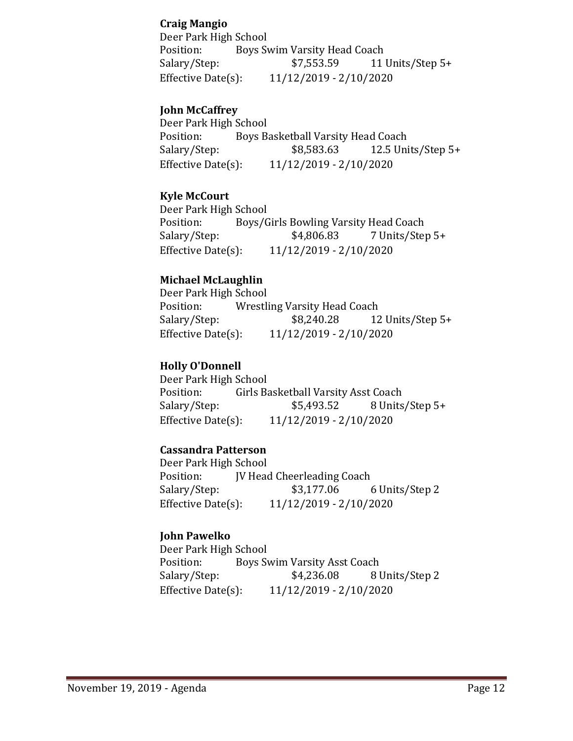**Craig Mangio**
Deer Park High School
Position: Boys Swim Varsity Head Coach
Salary/Step: $7,553.59 11 Units/Step 5+
Effective Date(s): 11/12/2019 - 2/10/2020

**John McCaffrey**
Deer Park High School
Position: Boys Basketball Varsity Head Coach
Salary/Step: $8,583.63 12.5 Units/Step 5+
Effective Date(s): 11/12/2019 - 2/10/2020

**Kyle McCourt**
Deer Park High School
Position: Boys/Girls Bowling Varsity Head Coach
Salary/Step: $4,806.83 7 Units/Step 5+
Effective Date(s): 11/12/2019 - 2/10/2020

**Michael McLaughlin**
Deer Park High School
Position: Wrestling Varsity Head Coach
Salary/Step: $8,240.28 12 Units/Step 5+
Effective Date(s): 11/12/2019 - 2/10/2020

**Holly O'Donnell**
Deer Park High School
Position: Girls Basketball Varsity Asst Coach
Salary/Step: $5,493.52 8 Units/Step 5+
Effective Date(s): 11/12/2019 - 2/10/2020

**Cassandra Patterson**
Deer Park High School
Position: JV Head Cheerleading Coach
Salary/Step: $3,177.06 6 Units/Step 2
Effective Date(s): 11/12/2019 - 2/10/2020

**John Pawelko**
Deer Park High School
Position: Boys Swim Varsity Asst Coach
Salary/Step: $4,236.08 8 Units/Step 2
Effective Date(s): 11/12/2019 - 2/10/2020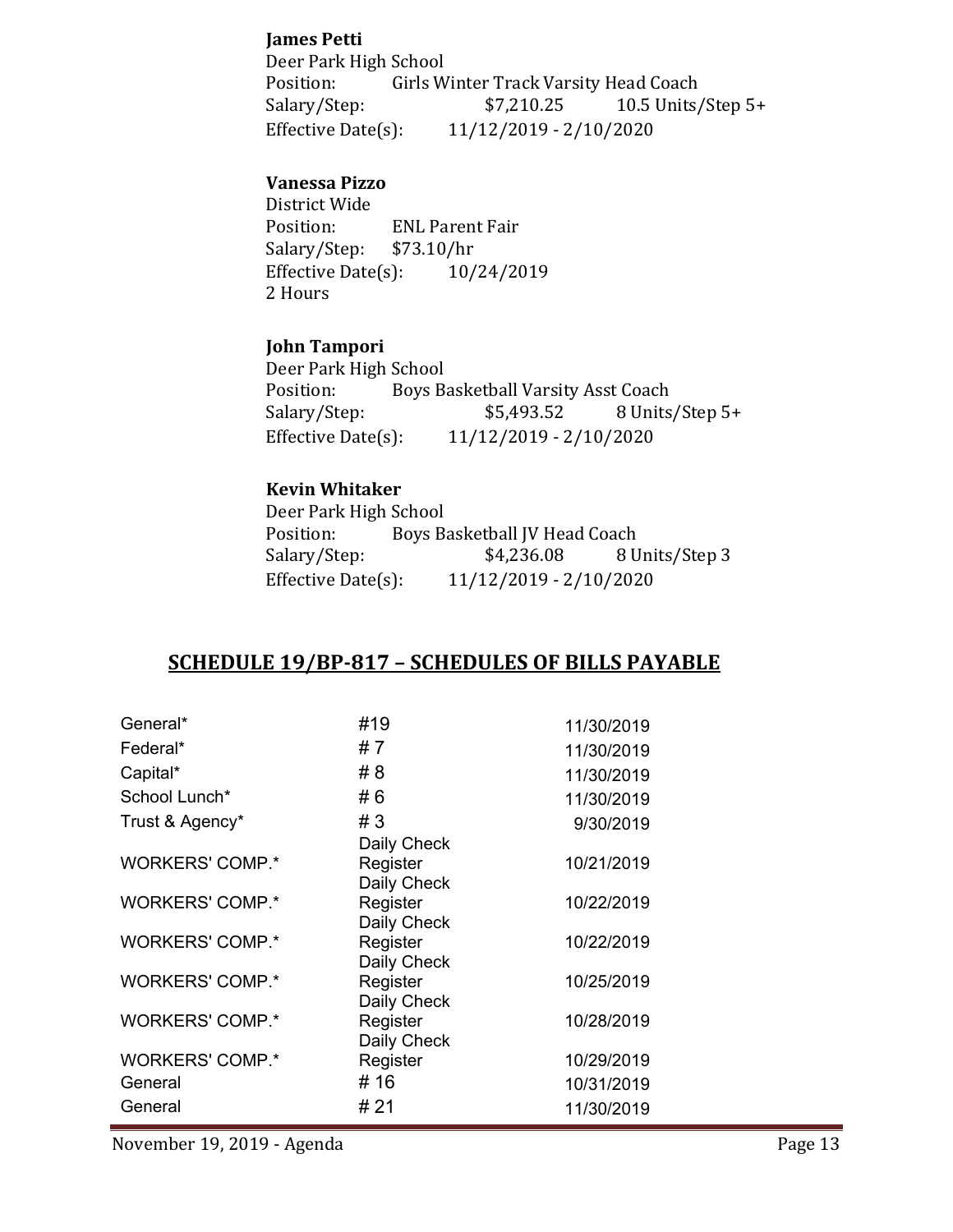**James Petti**
Deer Park High School
Position: Girls Winter Track Varsity Head Coach
Salary/Step: $7,210.25 10.5 Units/Step 5+
Effective Date(s): 11/12/2019 - 2/10/2020

**Vanessa Pizzo**
District Wide
Position: ENL Parent Fair
Salary/Step: $73.10/hr
Effective Date(s): 10/24/2019
2 Hours

**John Tampori**
Deer Park High School
Position: Boys Basketball Varsity Asst Coach
Salary/Step: $5,493.52 8 Units/Step 5+
Effective Date(s): 11/12/2019 - 2/10/2020

**Kevin Whitaker**
Deer Park High School
Position: Boys Basketball JV Head Coach
Salary/Step: $4,236.08 8 Units/Step 3
Effective Date(s): 11/12/2019 - 2/10/2020

## SCHEDULE 19/BP-817 – SCHEDULES OF BILLS PAYABLE

| | | |
|---|---|---|
| General* | #19 | 11/30/2019 |
| Federal* | # 7 | 11/30/2019 |
| Capital* | # 8 | 11/30/2019 |
| School Lunch* | # 6 | 11/30/2019 |
| Trust & Agency* | # 3 | 9/30/2019 |
| WORKERS' COMP.* | Daily Check Register | 10/21/2019 |
| WORKERS' COMP.* | Daily Check Register | 10/22/2019 |
| WORKERS' COMP.* | Daily Check Register | 10/22/2019 |
| WORKERS' COMP.* | Daily Check Register | 10/25/2019 |
| WORKERS' COMP.* | Daily Check Register | 10/28/2019 |
| WORKERS' COMP.* | Daily Check Register | 10/29/2019 |
| General | # 16 | 10/31/2019 |
| General | # 21 | 11/30/2019 |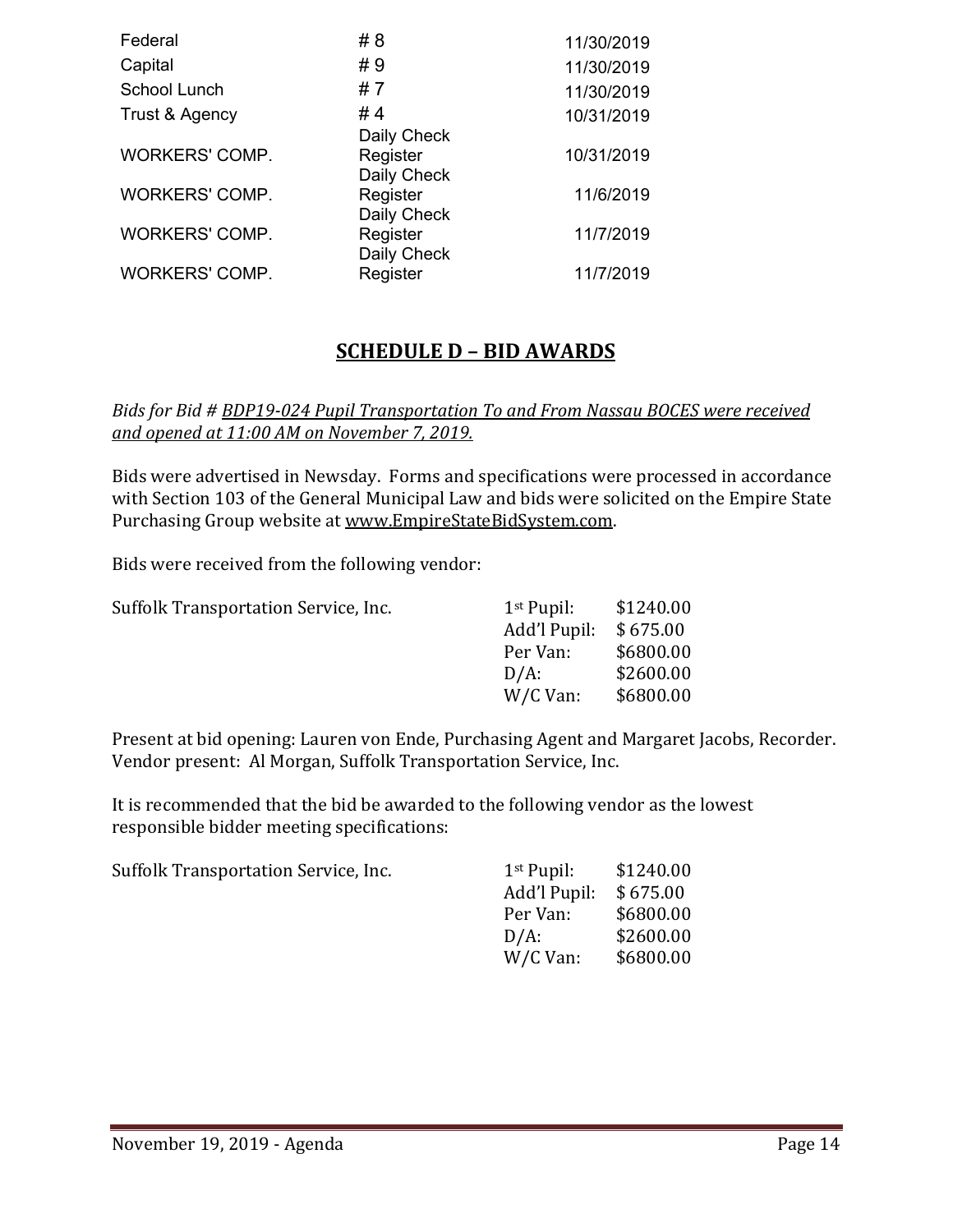| | | |
|---|---|---|
| Federal | # 8 | 11/30/2019 |
| Capital | # 9 | 11/30/2019 |
| School Lunch | # 7 | 11/30/2019 |
| Trust & Agency | # 4 | 10/31/2019 |
| WORKERS' COMP. | Daily Check Register | 10/31/2019 |
| WORKERS' COMP. | Daily Check Register | 11/6/2019 |
| WORKERS' COMP. | Daily Check Register | 11/7/2019 |
| WORKERS' COMP. | Daily Check Register | 11/7/2019 |

## SCHEDULE D – BID AWARDS

*Bids for Bid # BDP19-024 Pupil Transportation To and From Nassau BOCES were received and opened at 11:00 AM on November 7, 2019.*

Bids were advertised in Newsday. Forms and specifications were processed in accordance with Section 103 of the General Municipal Law and bids were solicited on the Empire State Purchasing Group website at www.EmpireStateBidSystem.com.

Bids were received from the following vendor:

| | | |
|---|---|---|
| Suffolk Transportation Service, Inc. | 1st Pupil: | $1240.00 |
| | Add'l Pupil: | $ 675.00 |
| | Per Van: | $6800.00 |
| | D/A: | $2600.00 |
| | W/C Van: | $6800.00 |

Present at bid opening: Lauren von Ende, Purchasing Agent and Margaret Jacobs, Recorder. Vendor present: Al Morgan, Suffolk Transportation Service, Inc.

It is recommended that the bid be awarded to the following vendor as the lowest responsible bidder meeting specifications:

| | | |
|---|---|---|
| Suffolk Transportation Service, Inc. | 1st Pupil: | $1240.00 |
| | Add'l Pupil: | $ 675.00 |
| | Per Van: | $6800.00 |
| | D/A: | $2600.00 |
| | W/C Van: | $6800.00 |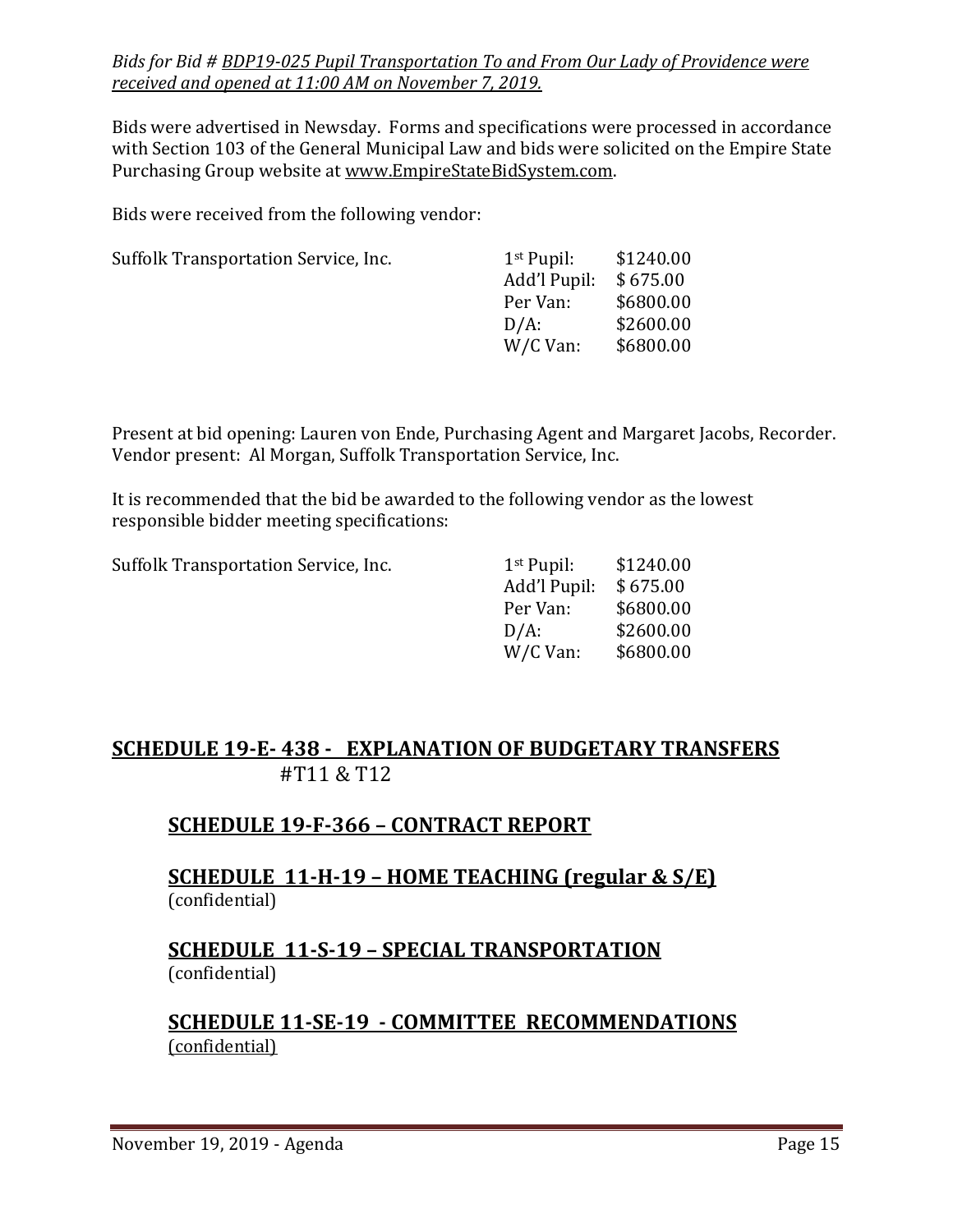*Bids for Bid # BDP19-025 Pupil Transportation To and From Our Lady of Providence were received and opened at 11:00 AM on November 7, 2019.*

Bids were advertised in Newsday. Forms and specifications were processed in accordance with Section 103 of the General Municipal Law and bids were solicited on the Empire State Purchasing Group website at www.EmpireStateBidSystem.com.

Bids were received from the following vendor:

| | | |
|---|---|---|
| Suffolk Transportation Service, Inc. | 1st Pupil: | \$1240.00 |
| | Add'l Pupil: | \$ 675.00 |
| | Per Van: | \$6800.00 |
| | D/A: | \$2600.00 |
| | W/C Van: | \$6800.00 |

Present at bid opening: Lauren von Ende, Purchasing Agent and Margaret Jacobs, Recorder. Vendor present: Al Morgan, Suffolk Transportation Service, Inc.

It is recommended that the bid be awarded to the following vendor as the lowest responsible bidder meeting specifications:

| | | |
|---|---|---|
| Suffolk Transportation Service, Inc. | 1st Pupil: | \$1240.00 |
| | Add'l Pupil: | \$ 675.00 |
| | Per Van: | \$6800.00 |
| | D/A: | \$2600.00 |
| | W/C Van: | \$6800.00 |

## SCHEDULE 19-E- 438 - EXPLANATION OF BUDGETARY TRANSFERS

#T11 & T12

### SCHEDULE 19-F-366 – CONTRACT REPORT

### SCHEDULE 11-H-19 – HOME TEACHING (regular & S/E)

(confidential)

### SCHEDULE 11-S-19 – SPECIAL TRANSPORTATION

(confidential)

### SCHEDULE 11-SE-19 - COMMITTEE RECOMMENDATIONS

(confidential)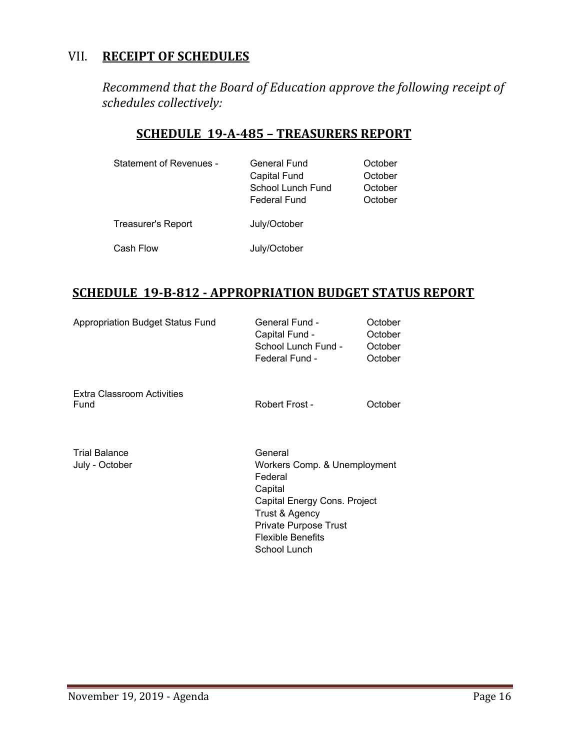## VII. **RECEIPT OF SCHEDULES**

*Recommend that the Board of Education approve the following receipt of schedules collectively:*

### SCHEDULE 19-A-485 – TREASURERS REPORT

| | | |
|---|---|---|
| Statement of Revenues - | General Fund | October |
| | Capital Fund | October |
| | School Lunch Fund | October |
| | Federal Fund | October |
| Treasurer's Report | July/October | |
| Cash Flow | July/October | |

### SCHEDULE 19-B-812 - APPROPRIATION BUDGET STATUS REPORT

| | | |
|---|---|---|
| Appropriation Budget Status Fund | General Fund - | October |
| | Capital Fund - | October |
| | School Lunch Fund - | October |
| | Federal Fund - | October |
| Extra Classroom Activities Fund | Robert Frost - | October |
| Trial Balance July - October | General | |
| | Workers Comp. & Unemployment | |
| | Federal | |
| | Capital | |
| | Capital Energy Cons. Project | |
| | Trust & Agency | |
| | Private Purpose Trust | |
| | Flexible Benefits | |
| | School Lunch | |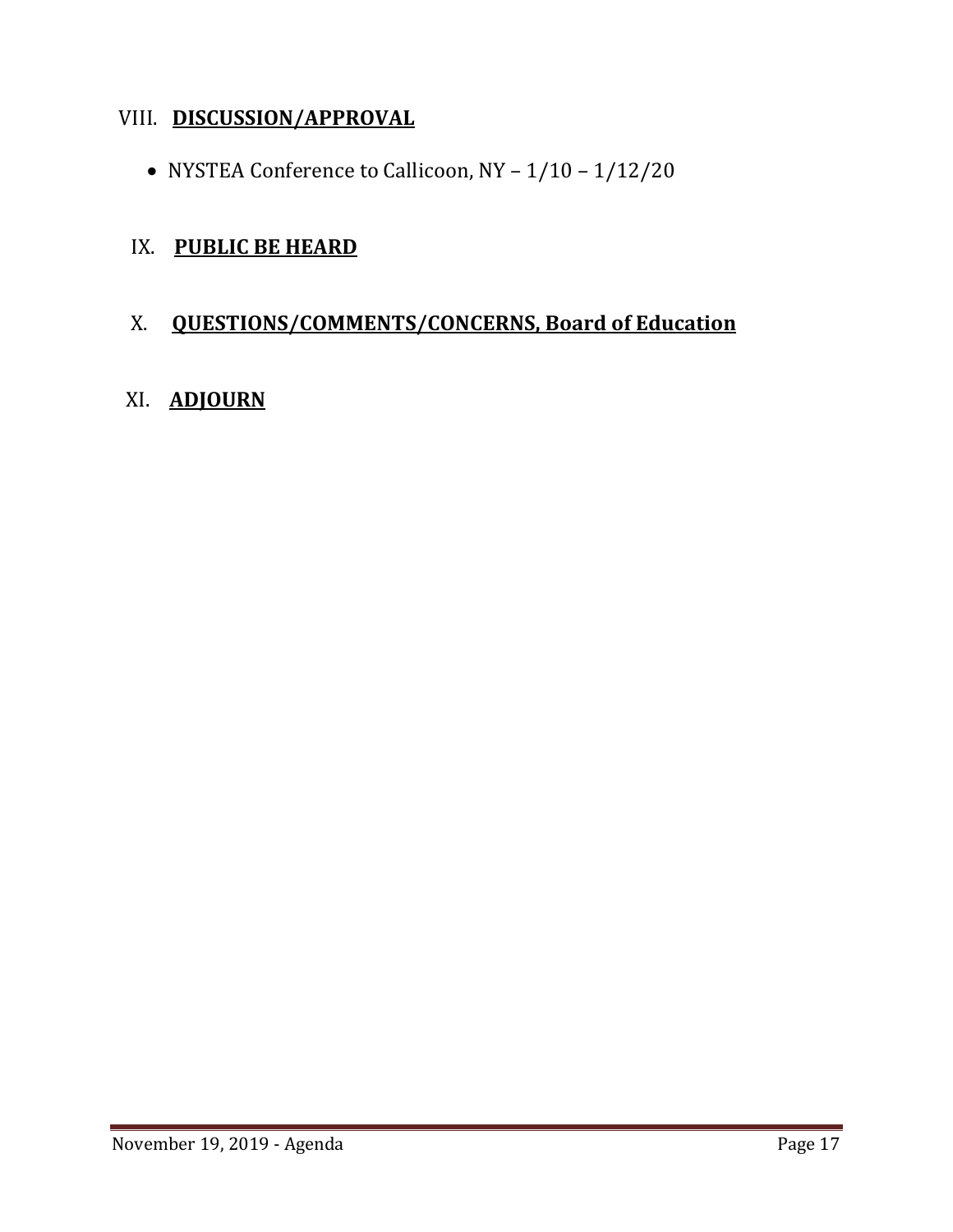## VIII. DISCUSSION/APPROVAL

- NYSTEA Conference to Callicoon, NY – 1/10 – 1/12/20

## IX. PUBLIC BE HEARD

## X. QUESTIONS/COMMENTS/CONCERNS, Board of Education

## XI. ADJOURN